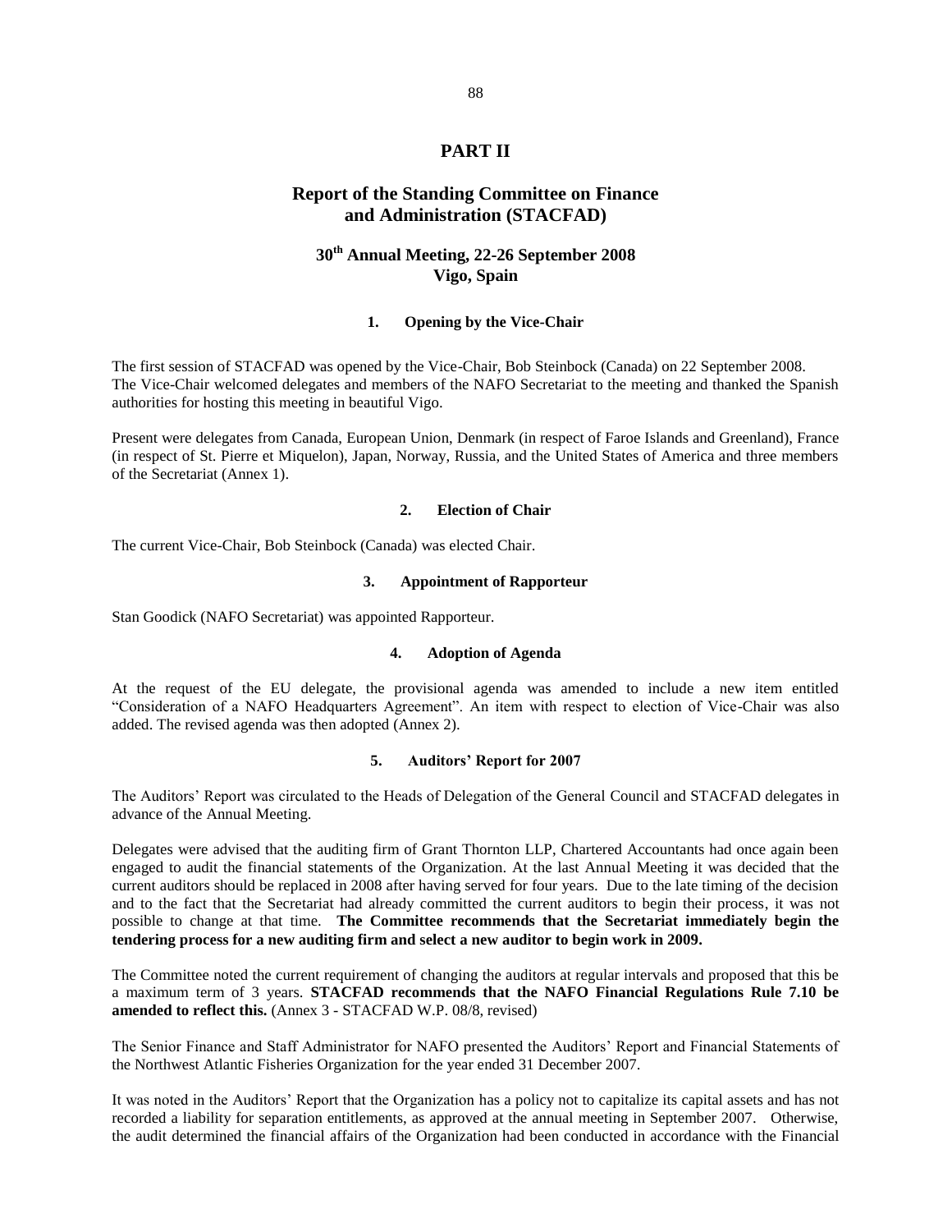# PART II

## Report of the Standing Committee on Finance and Administration (STACFAD)

### 30th Annual Meeting, 22-26 September 2008 Vigo, Spain

#### 1. Opening by the Vice-Chair

The first session of STACFAD was opened by the Vice-Chair, Bob Steinbock (Canada) on 22 September 2008. The Vice-Chair welcomed delegates and members of the NAFO Secretariat to the meeting and thanked the Spanish authorities for hosting this meeting in beautiful Vigo.

Present were delegates from Canada, European Union, Denmark (in respect of Faroe Islands and Greenland), France (in respect of St. Pierre et Miquelon), Japan, Norway, Russia, and the United States of America and three members of the Secretariat (Annex 1).

#### 2. Election of Chair

The current Vice-Chair, Bob Steinbock (Canada) was elected Chair.

#### 3. Appointment of Rapporteur

Stan Goodick (NAFO Secretariat) was appointed Rapporteur.

#### 4. Adoption of Agenda

At the request of the EU delegate, the provisional agenda was amended to include a new item entitled "Consideration of a NAFO Headquarters Agreement". An item with respect to election of Vice-Chair was also added. The revised agenda was then adopted (Annex 2).

#### 5. Auditors' Report for 2007

The Auditors' Report was circulated to the Heads of Delegation of the General Council and STACFAD delegates in advance of the Annual Meeting.

Delegates were advised that the auditing firm of Grant Thornton LLP, Chartered Accountants had once again been engaged to audit the financial statements of the Organization. At the last Annual Meeting it was decided that the current auditors should be replaced in 2008 after having served for four years. Due to the late timing of the decision and to the fact that the Secretariat had already committed the current auditors to begin their process, it was not possible to change at that time. **The Committee recommends that the Secretariat immediately begin the tendering process for a new auditing firm and select a new auditor to begin work in 2009.**

The Committee noted the current requirement of changing the auditors at regular intervals and proposed that this be a maximum term of 3 years. **STACFAD recommends that the NAFO Financial Regulations Rule 7.10 be amended to reflect this.** (Annex 3 - STACFAD W.P. 08/8, revised)

The Senior Finance and Staff Administrator for NAFO presented the Auditors' Report and Financial Statements of the Northwest Atlantic Fisheries Organization for the year ended 31 December 2007.

It was noted in the Auditors' Report that the Organization has a policy not to capitalize its capital assets and has not recorded a liability for separation entitlements, as approved at the annual meeting in September 2007. Otherwise, the audit determined the financial affairs of the Organization had been conducted in accordance with the Financial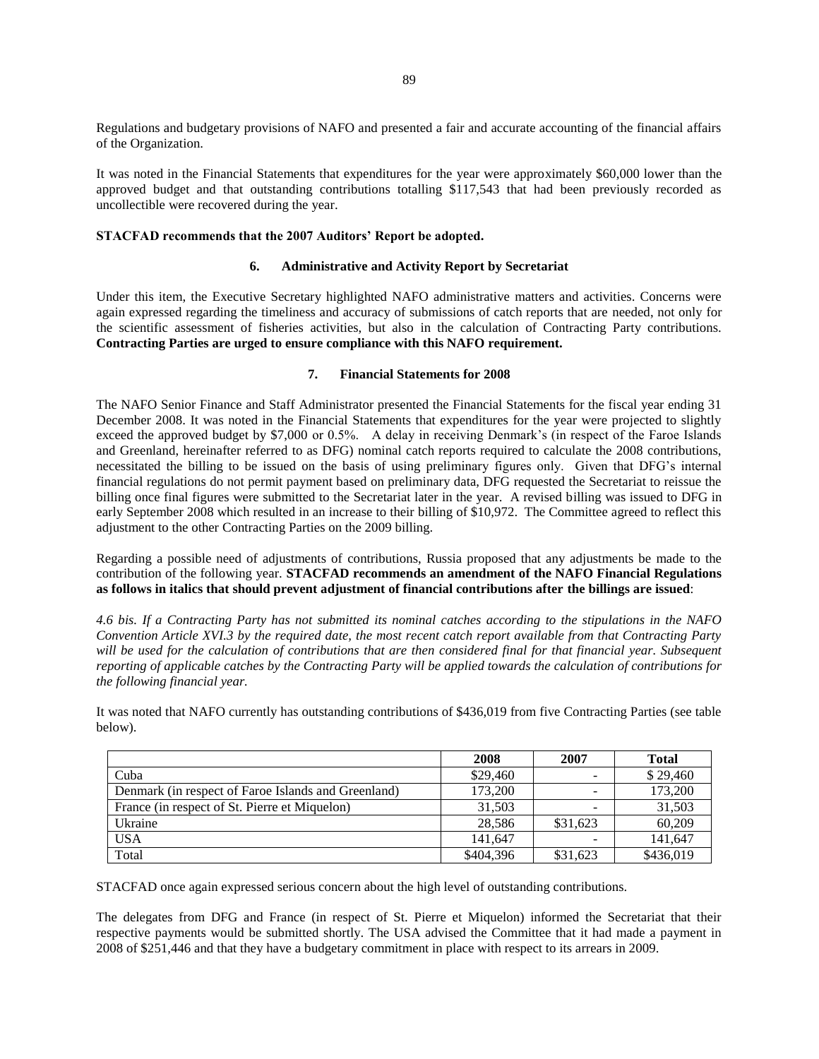Regulations and budgetary provisions of NAFO and presented a fair and accurate accounting of the financial affairs of the Organization.

It was noted in the Financial Statements that expenditures for the year were approximately $60,000 lower than the approved budget and that outstanding contributions totalling $117,543 that had been previously recorded as uncollectible were recovered during the year.

**STACFAD recommends that the 2007 Auditors' Report be adopted.**

### 6. Administrative and Activity Report by Secretariat

Under this item, the Executive Secretary highlighted NAFO administrative matters and activities. Concerns were again expressed regarding the timeliness and accuracy of submissions of catch reports that are needed, not only for the scientific assessment of fisheries activities, but also in the calculation of Contracting Party contributions. **Contracting Parties are urged to ensure compliance with this NAFO requirement.**

### 7. Financial Statements for 2008

The NAFO Senior Finance and Staff Administrator presented the Financial Statements for the fiscal year ending 31 December 2008. It was noted in the Financial Statements that expenditures for the year were projected to slightly exceed the approved budget by $7,000 or 0.5%. A delay in receiving Denmark's (in respect of the Faroe Islands and Greenland, hereinafter referred to as DFG) nominal catch reports required to calculate the 2008 contributions, necessitated the billing to be issued on the basis of using preliminary figures only. Given that DFG's internal financial regulations do not permit payment based on preliminary data, DFG requested the Secretariat to reissue the billing once final figures were submitted to the Secretariat later in the year. A revised billing was issued to DFG in early September 2008 which resulted in an increase to their billing of $10,972. The Committee agreed to reflect this adjustment to the other Contracting Parties on the 2009 billing.

Regarding a possible need of adjustments of contributions, Russia proposed that any adjustments be made to the contribution of the following year. **STACFAD recommends an amendment of the NAFO Financial Regulations as follows in italics that should prevent adjustment of financial contributions after the billings are issued**:

*4.6 bis. If a Contracting Party has not submitted its nominal catches according to the stipulations in the NAFO Convention Article XVI.3 by the required date, the most recent catch report available from that Contracting Party will be used for the calculation of contributions that are then considered final for that financial year. Subsequent reporting of applicable catches by the Contracting Party will be applied towards the calculation of contributions for the following financial year.*

It was noted that NAFO currently has outstanding contributions of $436,019 from five Contracting Parties (see table below).

| | 2008 | 2007 | Total |
|---|---|---|---|
| Cuba | $29,460 | - | $ 29,460 |
| Denmark (in respect of Faroe Islands and Greenland) | 173,200 | - | 173,200 |
| France (in respect of St. Pierre et Miquelon) | 31,503 | - | 31,503 |
| Ukraine | 28,586 | $31,623 | 60,209 |
| USA | 141,647 | - | 141,647 |
| Total | $404,396 | $31,623 | $436,019 |

STACFAD once again expressed serious concern about the high level of outstanding contributions.

The delegates from DFG and France (in respect of St. Pierre et Miquelon) informed the Secretariat that their respective payments would be submitted shortly. The USA advised the Committee that it had made a payment in 2008 of $251,446 and that they have a budgetary commitment in place with respect to its arrears in 2009.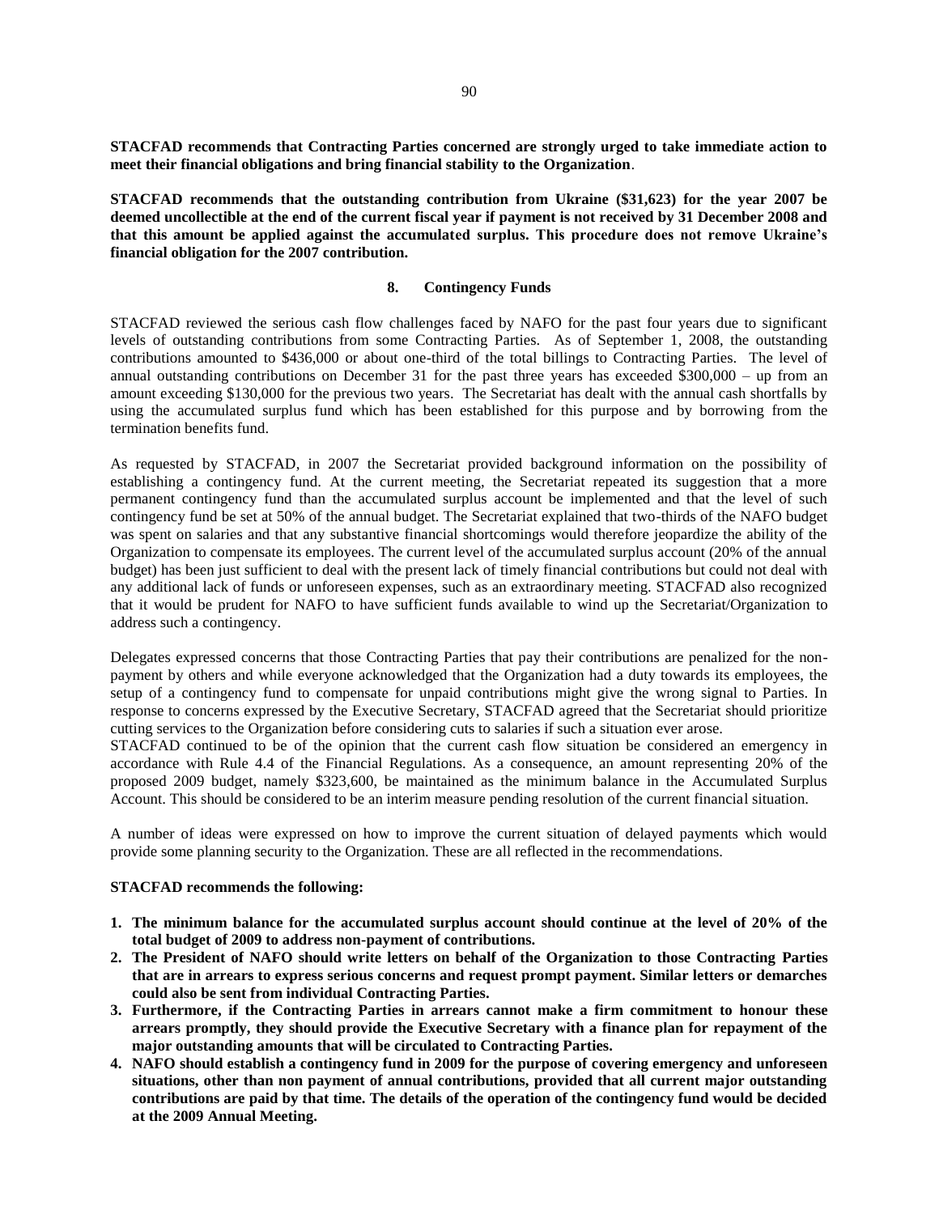**STACFAD recommends that Contracting Parties concerned are strongly urged to take immediate action to meet their financial obligations and bring financial stability to the Organization**.

**STACFAD recommends that the outstanding contribution from Ukraine ($31,623) for the year 2007 be deemed uncollectible at the end of the current fiscal year if payment is not received by 31 December 2008 and that this amount be applied against the accumulated surplus. This procedure does not remove Ukraine's financial obligation for the 2007 contribution.**

## 8. Contingency Funds

STACFAD reviewed the serious cash flow challenges faced by NAFO for the past four years due to significant levels of outstanding contributions from some Contracting Parties. As of September 1, 2008, the outstanding contributions amounted to $436,000 or about one-third of the total billings to Contracting Parties. The level of annual outstanding contributions on December 31 for the past three years has exceeded $300,000 – up from an amount exceeding $130,000 for the previous two years. The Secretariat has dealt with the annual cash shortfalls by using the accumulated surplus fund which has been established for this purpose and by borrowing from the termination benefits fund.

As requested by STACFAD, in 2007 the Secretariat provided background information on the possibility of establishing a contingency fund. At the current meeting, the Secretariat repeated its suggestion that a more permanent contingency fund than the accumulated surplus account be implemented and that the level of such contingency fund be set at 50% of the annual budget. The Secretariat explained that two-thirds of the NAFO budget was spent on salaries and that any substantive financial shortcomings would therefore jeopardize the ability of the Organization to compensate its employees. The current level of the accumulated surplus account (20% of the annual budget) has been just sufficient to deal with the present lack of timely financial contributions but could not deal with any additional lack of funds or unforeseen expenses, such as an extraordinary meeting. STACFAD also recognized that it would be prudent for NAFO to have sufficient funds available to wind up the Secretariat/Organization to address such a contingency.

Delegates expressed concerns that those Contracting Parties that pay their contributions are penalized for the non-payment by others and while everyone acknowledged that the Organization had a duty towards its employees, the setup of a contingency fund to compensate for unpaid contributions might give the wrong signal to Parties. In response to concerns expressed by the Executive Secretary, STACFAD agreed that the Secretariat should prioritize cutting services to the Organization before considering cuts to salaries if such a situation ever arose.

STACFAD continued to be of the opinion that the current cash flow situation be considered an emergency in accordance with Rule 4.4 of the Financial Regulations. As a consequence, an amount representing 20% of the proposed 2009 budget, namely $323,600, be maintained as the minimum balance in the Accumulated Surplus Account. This should be considered to be an interim measure pending resolution of the current financial situation.

A number of ideas were expressed on how to improve the current situation of delayed payments which would provide some planning security to the Organization. These are all reflected in the recommendations.

**STACFAD recommends the following:**

1. **The minimum balance for the accumulated surplus account should continue at the level of 20% of the total budget of 2009 to address non-payment of contributions.**
2. **The President of NAFO should write letters on behalf of the Organization to those Contracting Parties that are in arrears to express serious concerns and request prompt payment. Similar letters or demarches could also be sent from individual Contracting Parties.**
3. **Furthermore, if the Contracting Parties in arrears cannot make a firm commitment to honour these arrears promptly, they should provide the Executive Secretary with a finance plan for repayment of the major outstanding amounts that will be circulated to Contracting Parties.**
4. **NAFO should establish a contingency fund in 2009 for the purpose of covering emergency and unforeseen situations, other than non payment of annual contributions, provided that all current major outstanding contributions are paid by that time. The details of the operation of the contingency fund would be decided at the 2009 Annual Meeting.**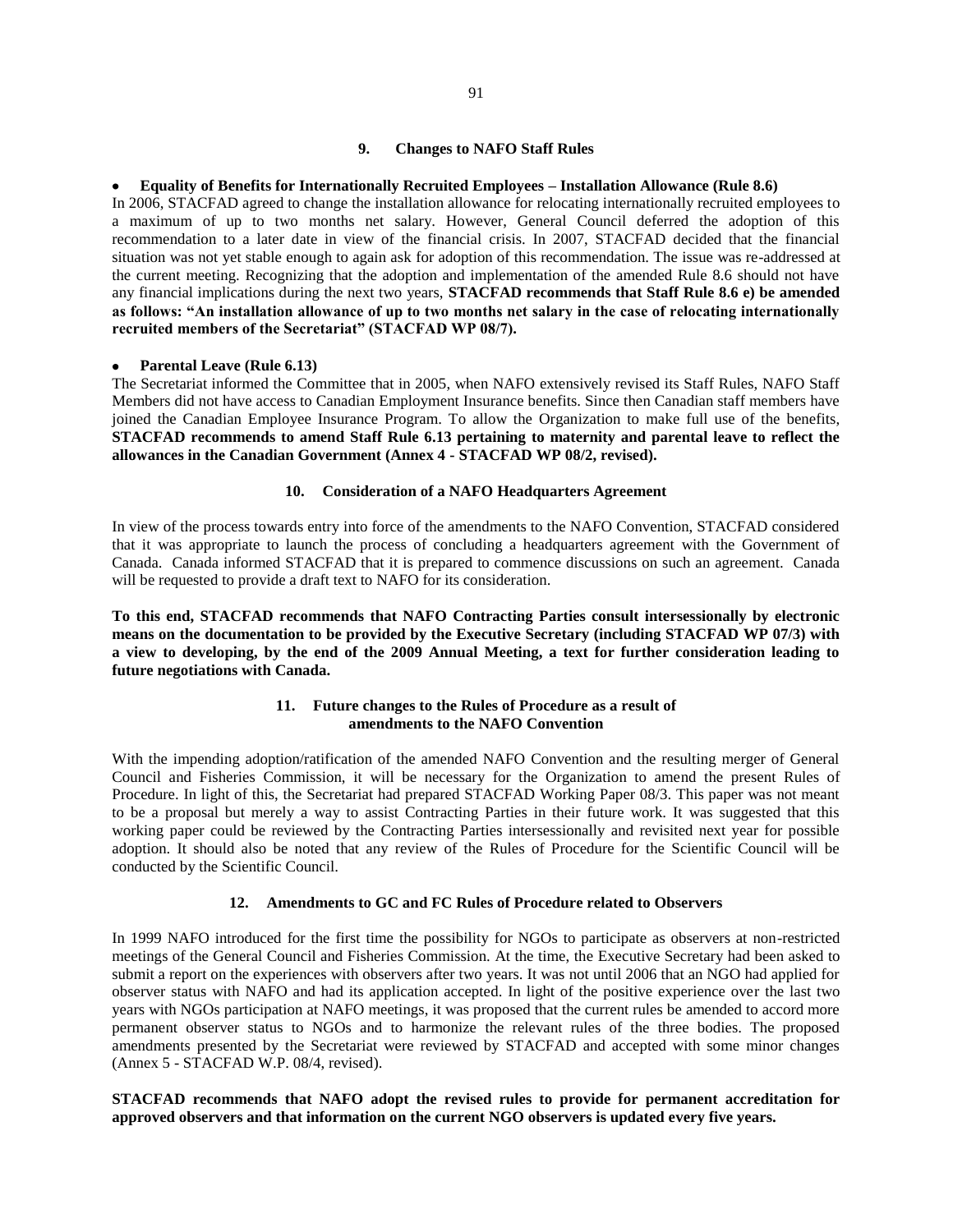## 9. Changes to NAFO Staff Rules

- **Equality of Benefits for Internationally Recruited Employees – Installation Allowance (Rule 8.6)**

In 2006, STACFAD agreed to change the installation allowance for relocating internationally recruited employees to a maximum of up to two months net salary. However, General Council deferred the adoption of this recommendation to a later date in view of the financial crisis. In 2007, STACFAD decided that the financial situation was not yet stable enough to again ask for adoption of this recommendation. The issue was re-addressed at the current meeting. Recognizing that the adoption and implementation of the amended Rule 8.6 should not have any financial implications during the next two years, **STACFAD recommends that Staff Rule 8.6 e) be amended as follows: "An installation allowance of up to two months net salary in the case of relocating internationally recruited members of the Secretariat" (STACFAD WP 08/7).**

- **Parental Leave (Rule 6.13)**

The Secretariat informed the Committee that in 2005, when NAFO extensively revised its Staff Rules, NAFO Staff Members did not have access to Canadian Employment Insurance benefits. Since then Canadian staff members have joined the Canadian Employee Insurance Program. To allow the Organization to make full use of the benefits, **STACFAD recommends to amend Staff Rule 6.13 pertaining to maternity and parental leave to reflect the allowances in the Canadian Government (Annex 4 - STACFAD WP 08/2, revised).**

## 10. Consideration of a NAFO Headquarters Agreement

In view of the process towards entry into force of the amendments to the NAFO Convention, STACFAD considered that it was appropriate to launch the process of concluding a headquarters agreement with the Government of Canada. Canada informed STACFAD that it is prepared to commence discussions on such an agreement. Canada will be requested to provide a draft text to NAFO for its consideration.

**To this end, STACFAD recommends that NAFO Contracting Parties consult intersessionally by electronic means on the documentation to be provided by the Executive Secretary (including STACFAD WP 07/3) with a view to developing, by the end of the 2009 Annual Meeting, a text for further consideration leading to future negotiations with Canada.**

## 11. Future changes to the Rules of Procedure as a result of amendments to the NAFO Convention

With the impending adoption/ratification of the amended NAFO Convention and the resulting merger of General Council and Fisheries Commission, it will be necessary for the Organization to amend the present Rules of Procedure. In light of this, the Secretariat had prepared STACFAD Working Paper 08/3. This paper was not meant to be a proposal but merely a way to assist Contracting Parties in their future work. It was suggested that this working paper could be reviewed by the Contracting Parties intersessionally and revisited next year for possible adoption. It should also be noted that any review of the Rules of Procedure for the Scientific Council will be conducted by the Scientific Council.

## 12. Amendments to GC and FC Rules of Procedure related to Observers

In 1999 NAFO introduced for the first time the possibility for NGOs to participate as observers at non-restricted meetings of the General Council and Fisheries Commission. At the time, the Executive Secretary had been asked to submit a report on the experiences with observers after two years. It was not until 2006 that an NGO had applied for observer status with NAFO and had its application accepted. In light of the positive experience over the last two years with NGOs participation at NAFO meetings, it was proposed that the current rules be amended to accord more permanent observer status to NGOs and to harmonize the relevant rules of the three bodies. The proposed amendments presented by the Secretariat were reviewed by STACFAD and accepted with some minor changes (Annex 5 - STACFAD W.P. 08/4, revised).

**STACFAD recommends that NAFO adopt the revised rules to provide for permanent accreditation for approved observers and that information on the current NGO observers is updated every five years.**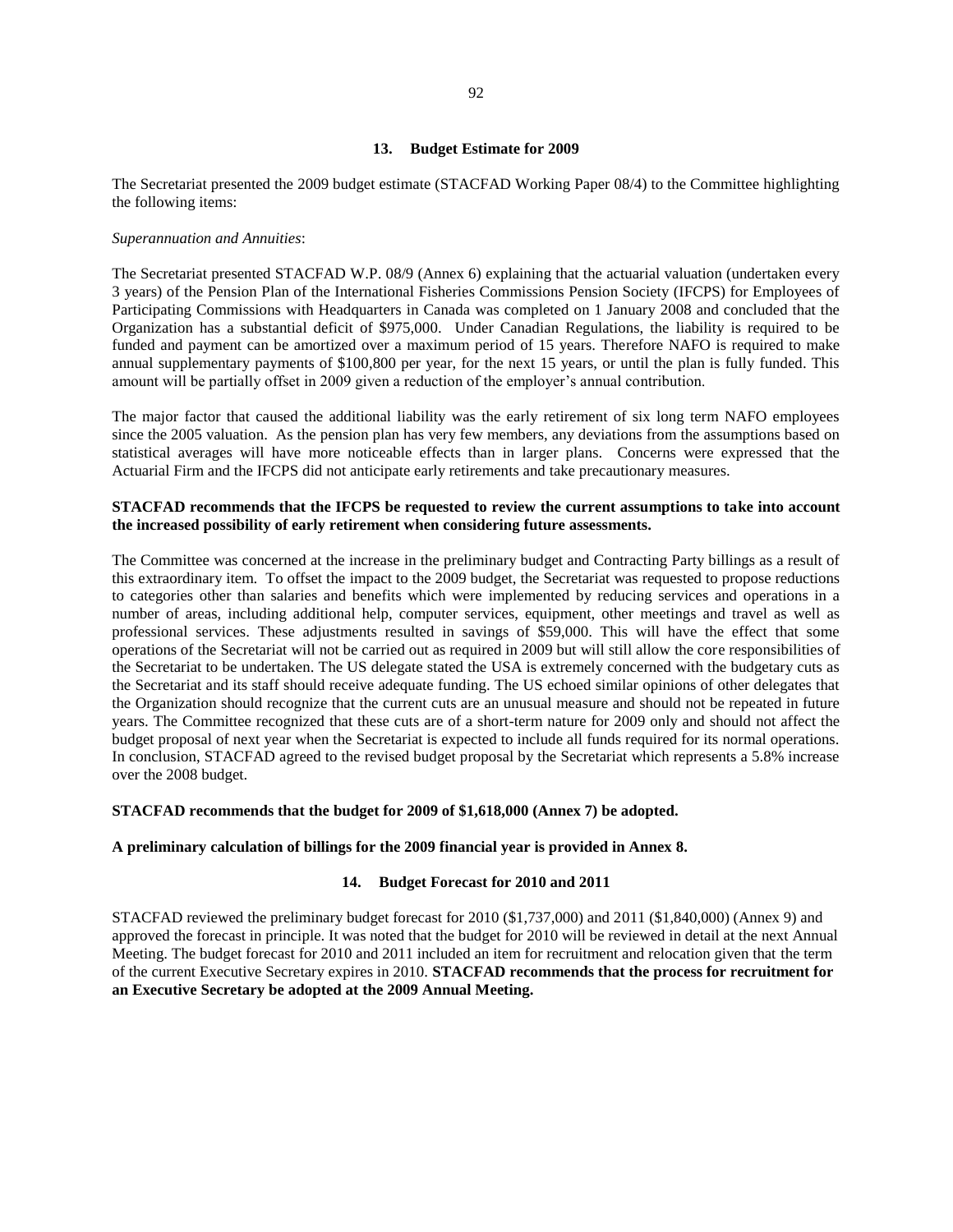## 13. Budget Estimate for 2009

The Secretariat presented the 2009 budget estimate (STACFAD Working Paper 08/4) to the Committee highlighting the following items:

*Superannuation and Annuities*:

The Secretariat presented STACFAD W.P. 08/9 (Annex 6) explaining that the actuarial valuation (undertaken every 3 years) of the Pension Plan of the International Fisheries Commissions Pension Society (IFCPS) for Employees of Participating Commissions with Headquarters in Canada was completed on 1 January 2008 and concluded that the Organization has a substantial deficit of $975,000. Under Canadian Regulations, the liability is required to be funded and payment can be amortized over a maximum period of 15 years. Therefore NAFO is required to make annual supplementary payments of $100,800 per year, for the next 15 years, or until the plan is fully funded. This amount will be partially offset in 2009 given a reduction of the employer's annual contribution.

The major factor that caused the additional liability was the early retirement of six long term NAFO employees since the 2005 valuation. As the pension plan has very few members, any deviations from the assumptions based on statistical averages will have more noticeable effects than in larger plans. Concerns were expressed that the Actuarial Firm and the IFCPS did not anticipate early retirements and take precautionary measures.

**STACFAD recommends that the IFCPS be requested to review the current assumptions to take into account the increased possibility of early retirement when considering future assessments.**

The Committee was concerned at the increase in the preliminary budget and Contracting Party billings as a result of this extraordinary item. To offset the impact to the 2009 budget, the Secretariat was requested to propose reductions to categories other than salaries and benefits which were implemented by reducing services and operations in a number of areas, including additional help, computer services, equipment, other meetings and travel as well as professional services. These adjustments resulted in savings of $59,000. This will have the effect that some operations of the Secretariat will not be carried out as required in 2009 but will still allow the core responsibilities of the Secretariat to be undertaken. The US delegate stated the USA is extremely concerned with the budgetary cuts as the Secretariat and its staff should receive adequate funding. The US echoed similar opinions of other delegates that the Organization should recognize that the current cuts are an unusual measure and should not be repeated in future years. The Committee recognized that these cuts are of a short-term nature for 2009 only and should not affect the budget proposal of next year when the Secretariat is expected to include all funds required for its normal operations. In conclusion, STACFAD agreed to the revised budget proposal by the Secretariat which represents a 5.8% increase over the 2008 budget.

**STACFAD recommends that the budget for 2009 of $1,618,000 (Annex 7) be adopted.**

**A preliminary calculation of billings for the 2009 financial year is provided in Annex 8.**

## 14. Budget Forecast for 2010 and 2011

STACFAD reviewed the preliminary budget forecast for 2010 ($1,737,000) and 2011 ($1,840,000) (Annex 9) and approved the forecast in principle. It was noted that the budget for 2010 will be reviewed in detail at the next Annual Meeting. The budget forecast for 2010 and 2011 included an item for recruitment and relocation given that the term of the current Executive Secretary expires in 2010. **STACFAD recommends that the process for recruitment for an Executive Secretary be adopted at the 2009 Annual Meeting.**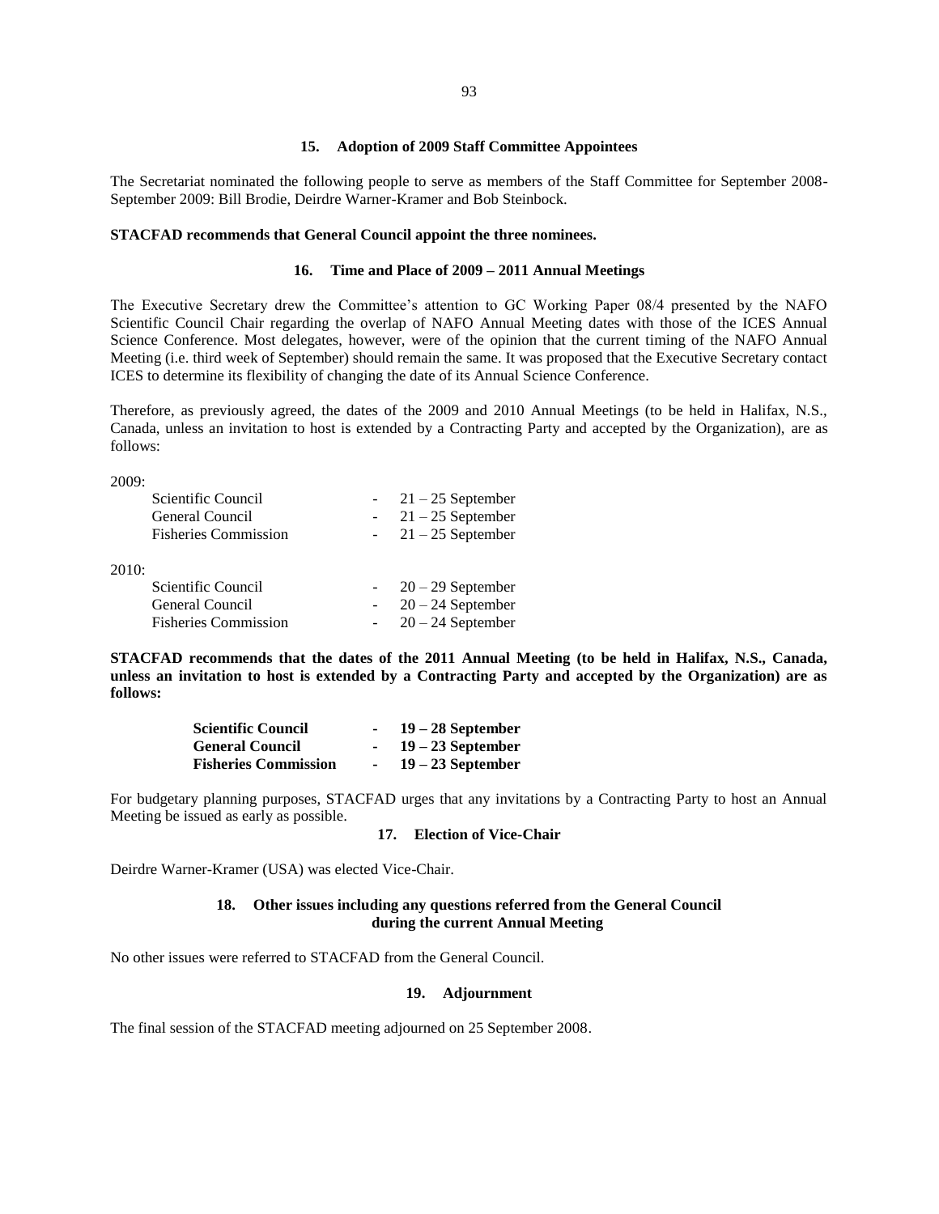### 15. Adoption of 2009 Staff Committee Appointees

The Secretariat nominated the following people to serve as members of the Staff Committee for September 2008-September 2009: Bill Brodie, Deirdre Warner-Kramer and Bob Steinbock.

**STACFAD recommends that General Council appoint the three nominees.**

### 16. Time and Place of 2009 – 2011 Annual Meetings

The Executive Secretary drew the Committee's attention to GC Working Paper 08/4 presented by the NAFO Scientific Council Chair regarding the overlap of NAFO Annual Meeting dates with those of the ICES Annual Science Conference. Most delegates, however, were of the opinion that the current timing of the NAFO Annual Meeting (i.e. third week of September) should remain the same. It was proposed that the Executive Secretary contact ICES to determine its flexibility of changing the date of its Annual Science Conference.

Therefore, as previously agreed, the dates of the 2009 and 2010 Annual Meetings (to be held in Halifax, N.S., Canada, unless an invitation to host is extended by a Contracting Party and accepted by the Organization), are as follows:

2009:

| | | |
|---|---|---|
| Scientific Council | - | 21 – 25 September |
| General Council | - | 21 – 25 September |
| Fisheries Commission | - | 21 – 25 September |

2010:

| | | |
|---|---|---|
| Scientific Council | - | 20 – 29 September |
| General Council | - | 20 – 24 September |
| Fisheries Commission | - | 20 – 24 September |

**STACFAD recommends that the dates of the 2011 Annual Meeting (to be held in Halifax, N.S., Canada, unless an invitation to host is extended by a Contracting Party and accepted by the Organization) are as follows:**

| | | |
|---|---|---|
| **Scientific Council** | **-** | **19 – 28 September** |
| **General Council** | **-** | **19 – 23 September** |
| **Fisheries Commission** | **-** | **19 – 23 September** |

For budgetary planning purposes, STACFAD urges that any invitations by a Contracting Party to host an Annual Meeting be issued as early as possible.

### 17. Election of Vice-Chair

Deirdre Warner-Kramer (USA) was elected Vice-Chair.

### 18. Other issues including any questions referred from the General Council during the current Annual Meeting

No other issues were referred to STACFAD from the General Council.

### 19. Adjournment

The final session of the STACFAD meeting adjourned on 25 September 2008.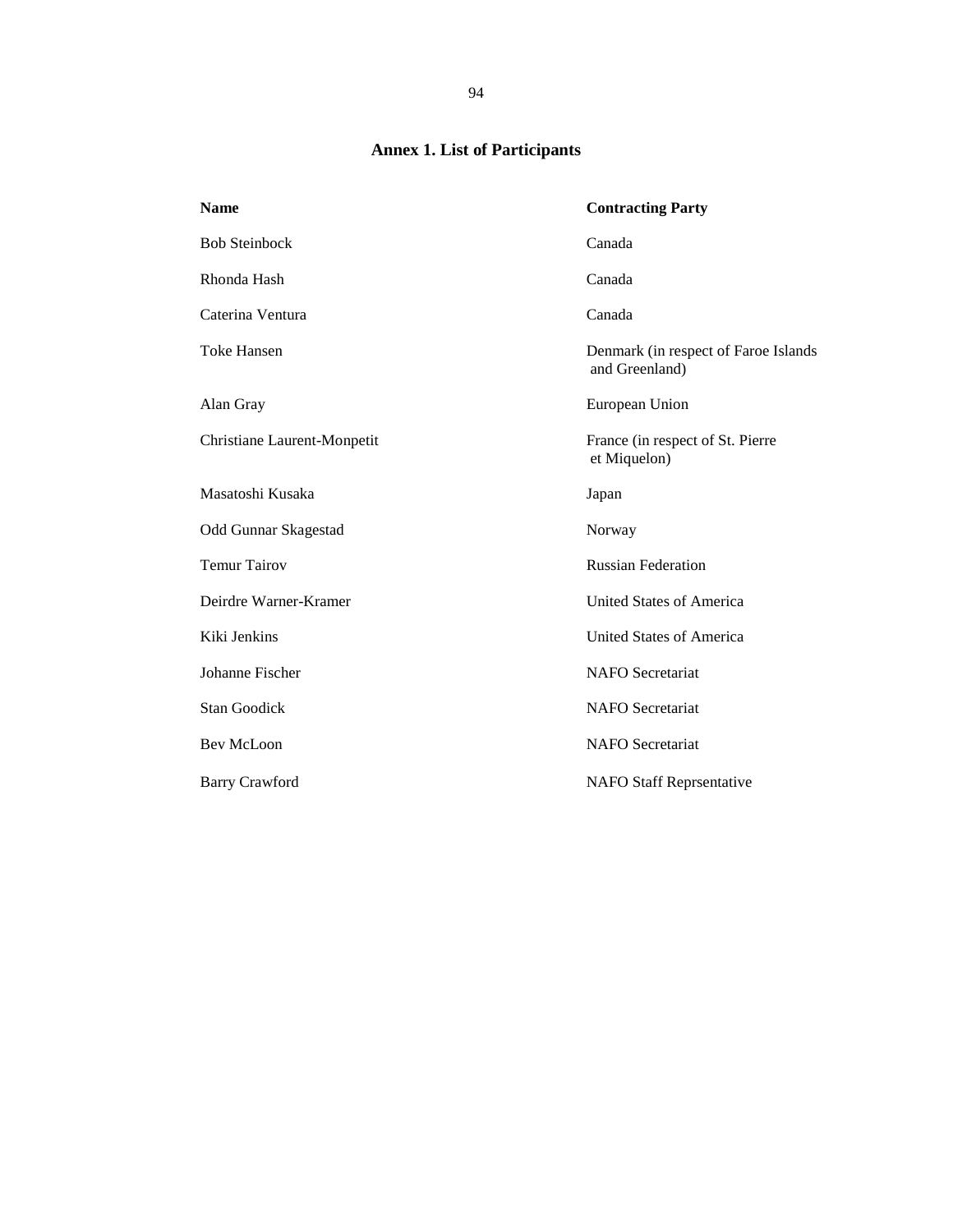## Annex 1. List of Participants

| Name | Contracting Party |
|---|---|
| Bob Steinbock | Canada |
| Rhonda Hash | Canada |
| Caterina Ventura | Canada |
| Toke Hansen | Denmark (in respect of Faroe Islands and Greenland) |
| Alan Gray | European Union |
| Christiane Laurent-Monpetit | France (in respect of St. Pierre et Miquelon) |
| Masatoshi Kusaka | Japan |
| Odd Gunnar Skagestad | Norway |
| Temur Tairov | Russian Federation |
| Deirdre Warner-Kramer | United States of America |
| Kiki Jenkins | United States of America |
| Johanne Fischer | NAFO Secretariat |
| Stan Goodick | NAFO Secretariat |
| Bev McLoon | NAFO Secretariat |
| Barry Crawford | NAFO Staff Reprsentative |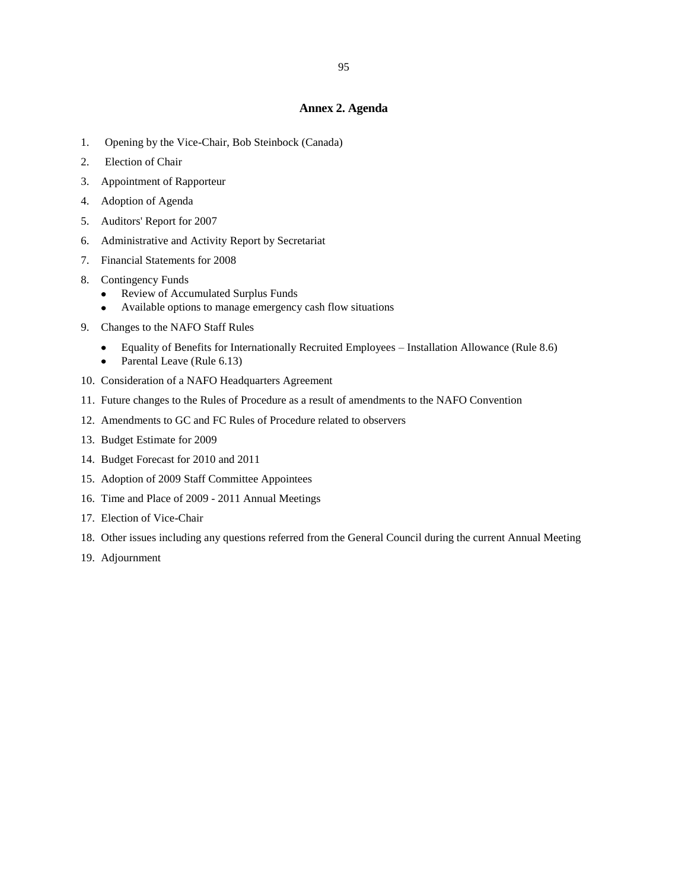## Annex 2. Agenda

1. Opening by the Vice-Chair, Bob Steinbock (Canada)
2. Election of Chair
3. Appointment of Rapporteur
4. Adoption of Agenda
5. Auditors' Report for 2007
6. Administrative and Activity Report by Secretariat
7. Financial Statements for 2008
8. Contingency Funds
   - Review of Accumulated Surplus Funds
   - Available options to manage emergency cash flow situations
9. Changes to the NAFO Staff Rules
   - Equality of Benefits for Internationally Recruited Employees – Installation Allowance (Rule 8.6)
   - Parental Leave (Rule 6.13)
10. Consideration of a NAFO Headquarters Agreement
11. Future changes to the Rules of Procedure as a result of amendments to the NAFO Convention
12. Amendments to GC and FC Rules of Procedure related to observers
13. Budget Estimate for 2009
14. Budget Forecast for 2010 and 2011
15. Adoption of 2009 Staff Committee Appointees
16. Time and Place of 2009 - 2011 Annual Meetings
17. Election of Vice-Chair
18. Other issues including any questions referred from the General Council during the current Annual Meeting
19. Adjournment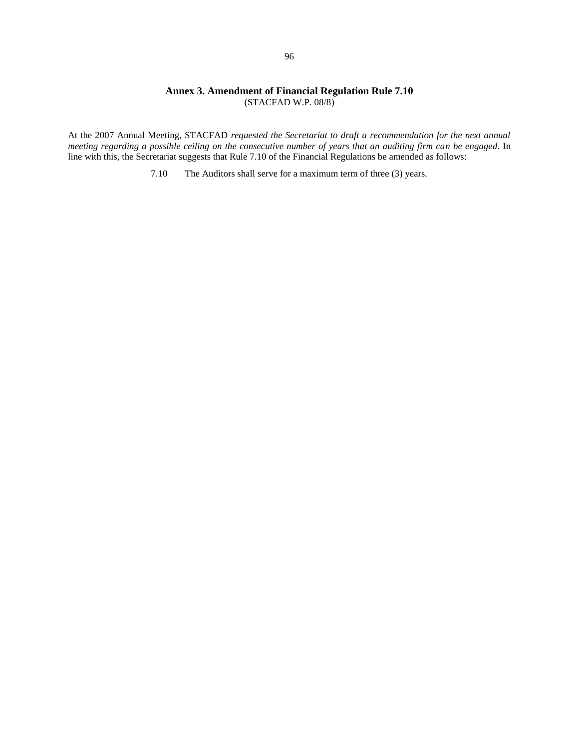## Annex 3. Amendment of Financial Regulation Rule 7.10

(STACFAD W.P. 08/8)

At the 2007 Annual Meeting, STACFAD *requested the Secretariat to draft a recommendation for the next annual meeting regarding a possible ceiling on the consecutive number of years that an auditing firm can be engaged*. In line with this, the Secretariat suggests that Rule 7.10 of the Financial Regulations be amended as follows:

7.10 The Auditors shall serve for a maximum term of three (3) years.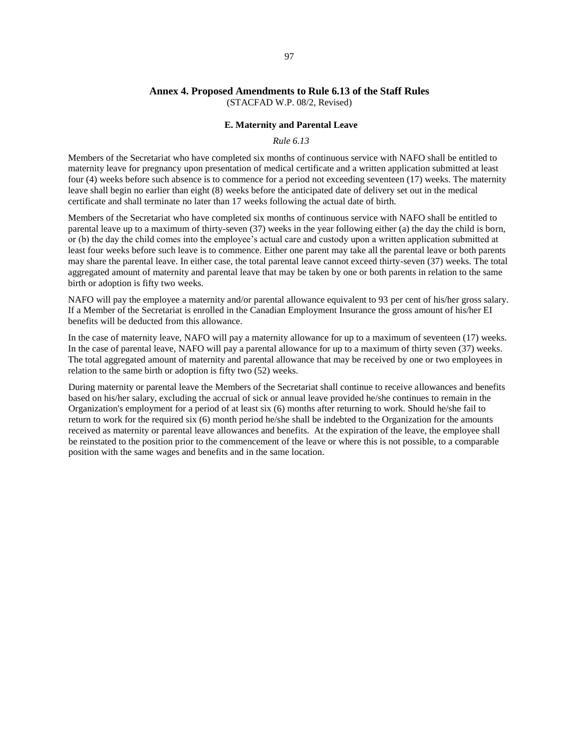## Annex 4. Proposed Amendments to Rule 6.13 of the Staff Rules

(STACFAD W.P. 08/2, Revised)

### E. Maternity and Parental Leave

*Rule 6.13*

Members of the Secretariat who have completed six months of continuous service with NAFO shall be entitled to maternity leave for pregnancy upon presentation of medical certificate and a written application submitted at least four (4) weeks before such absence is to commence for a period not exceeding seventeen (17) weeks. The maternity leave shall begin no earlier than eight (8) weeks before the anticipated date of delivery set out in the medical certificate and shall terminate no later than 17 weeks following the actual date of birth.

Members of the Secretariat who have completed six months of continuous service with NAFO shall be entitled to parental leave up to a maximum of thirty-seven (37) weeks in the year following either (a) the day the child is born, or (b) the day the child comes into the employee's actual care and custody upon a written application submitted at least four weeks before such leave is to commence. Either one parent may take all the parental leave or both parents may share the parental leave. In either case, the total parental leave cannot exceed thirty-seven (37) weeks. The total aggregated amount of maternity and parental leave that may be taken by one or both parents in relation to the same birth or adoption is fifty two weeks.

NAFO will pay the employee a maternity and/or parental allowance equivalent to 93 per cent of his/her gross salary. If a Member of the Secretariat is enrolled in the Canadian Employment Insurance the gross amount of his/her EI benefits will be deducted from this allowance.

In the case of maternity leave, NAFO will pay a maternity allowance for up to a maximum of seventeen (17) weeks. In the case of parental leave, NAFO will pay a parental allowance for up to a maximum of thirty seven (37) weeks. The total aggregated amount of maternity and parental allowance that may be received by one or two employees in relation to the same birth or adoption is fifty two (52) weeks.

During maternity or parental leave the Members of the Secretariat shall continue to receive allowances and benefits based on his/her salary, excluding the accrual of sick or annual leave provided he/she continues to remain in the Organization's employment for a period of at least six (6) months after returning to work. Should he/she fail to return to work for the required six (6) month period he/she shall be indebted to the Organization for the amounts received as maternity or parental leave allowances and benefits. At the expiration of the leave, the employee shall be reinstated to the position prior to the commencement of the leave or where this is not possible, to a comparable position with the same wages and benefits and in the same location.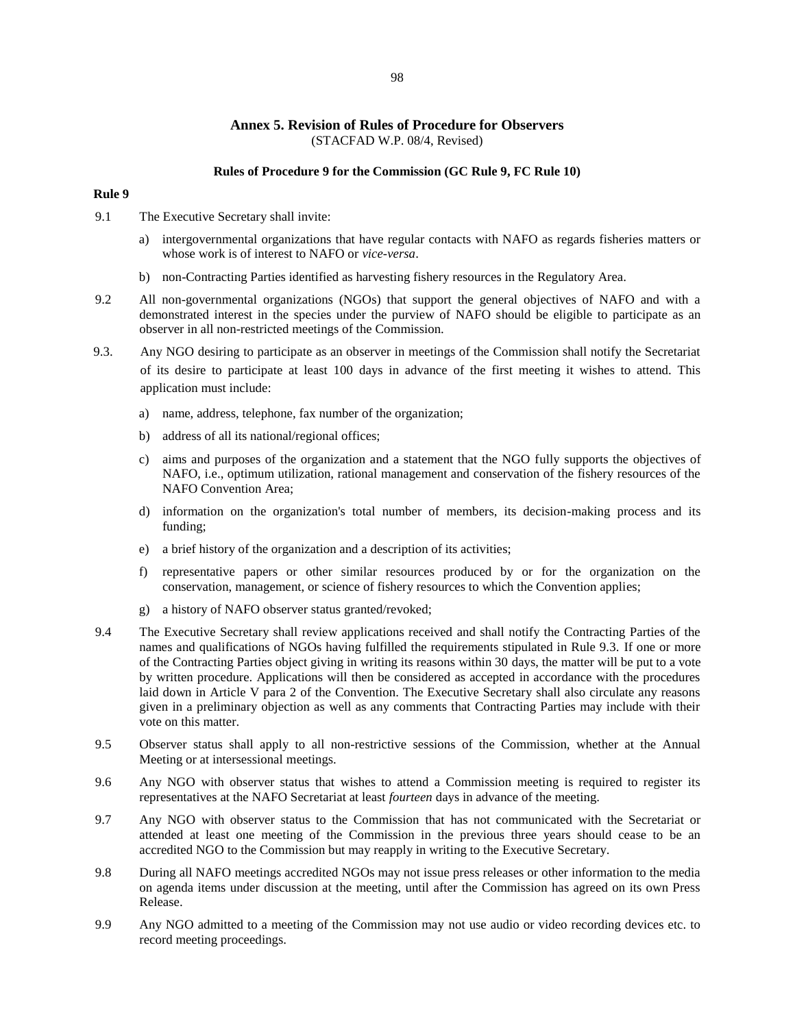## Annex 5. Revision of Rules of Procedure for Observers

(STACFAD W.P. 08/4, Revised)

### Rules of Procedure 9 for the Commission (GC Rule 9, FC Rule 10)

**Rule 9**

9.1 The Executive Secretary shall invite:

a) intergovernmental organizations that have regular contacts with NAFO as regards fisheries matters or whose work is of interest to NAFO or *vice-versa*.

b) non-Contracting Parties identified as harvesting fishery resources in the Regulatory Area.

9.2 All non-governmental organizations (NGOs) that support the general objectives of NAFO and with a demonstrated interest in the species under the purview of NAFO should be eligible to participate as an observer in all non-restricted meetings of the Commission.

9.3. Any NGO desiring to participate as an observer in meetings of the Commission shall notify the Secretariat of its desire to participate at least 100 days in advance of the first meeting it wishes to attend. This application must include:

a) name, address, telephone, fax number of the organization;

b) address of all its national/regional offices;

c) aims and purposes of the organization and a statement that the NGO fully supports the objectives of NAFO, i.e., optimum utilization, rational management and conservation of the fishery resources of the NAFO Convention Area;

d) information on the organization's total number of members, its decision-making process and its funding;

e) a brief history of the organization and a description of its activities;

f) representative papers or other similar resources produced by or for the organization on the conservation, management, or science of fishery resources to which the Convention applies;

g) a history of NAFO observer status granted/revoked;

9.4 The Executive Secretary shall review applications received and shall notify the Contracting Parties of the names and qualifications of NGOs having fulfilled the requirements stipulated in Rule 9.3. If one or more of the Contracting Parties object giving in writing its reasons within 30 days, the matter will be put to a vote by written procedure. Applications will then be considered as accepted in accordance with the procedures laid down in Article V para 2 of the Convention. The Executive Secretary shall also circulate any reasons given in a preliminary objection as well as any comments that Contracting Parties may include with their vote on this matter.

9.5 Observer status shall apply to all non-restrictive sessions of the Commission, whether at the Annual Meeting or at intersessional meetings.

9.6 Any NGO with observer status that wishes to attend a Commission meeting is required to register its representatives at the NAFO Secretariat at least *fourteen* days in advance of the meeting.

9.7 Any NGO with observer status to the Commission that has not communicated with the Secretariat or attended at least one meeting of the Commission in the previous three years should cease to be an accredited NGO to the Commission but may reapply in writing to the Executive Secretary.

9.8 During all NAFO meetings accredited NGOs may not issue press releases or other information to the media on agenda items under discussion at the meeting, until after the Commission has agreed on its own Press Release.

9.9 Any NGO admitted to a meeting of the Commission may not use audio or video recording devices etc. to record meeting proceedings.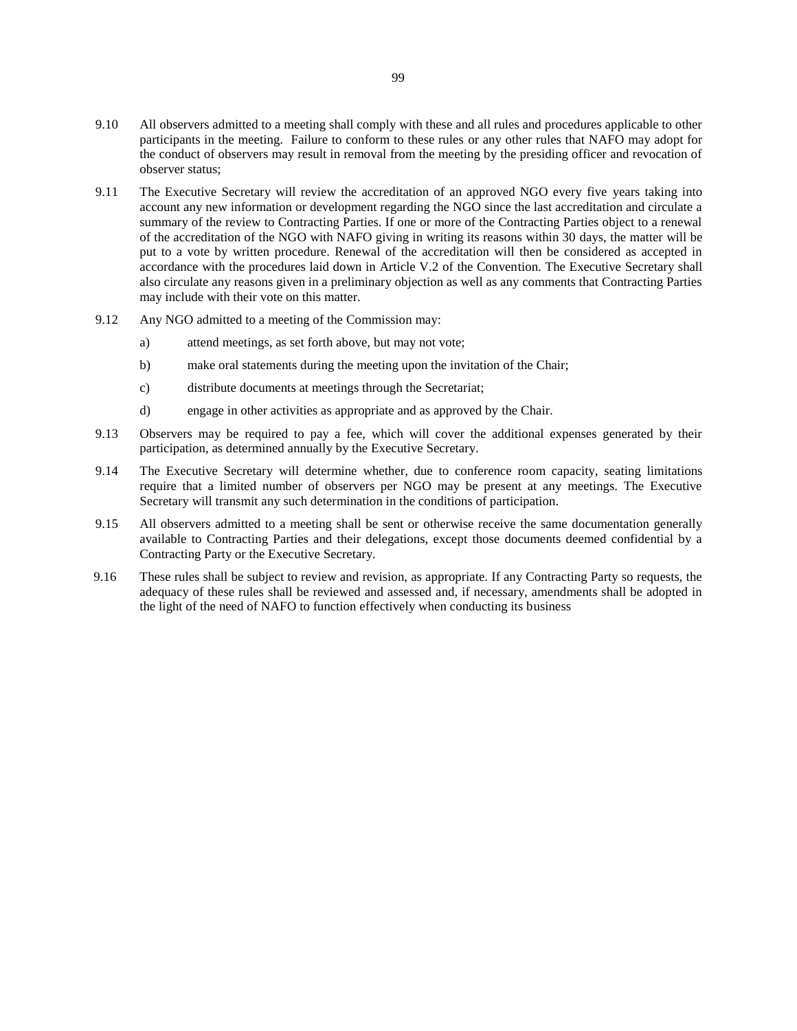9.10 All observers admitted to a meeting shall comply with these and all rules and procedures applicable to other participants in the meeting. Failure to conform to these rules or any other rules that NAFO may adopt for the conduct of observers may result in removal from the meeting by the presiding officer and revocation of observer status;

9.11 The Executive Secretary will review the accreditation of an approved NGO every five years taking into account any new information or development regarding the NGO since the last accreditation and circulate a summary of the review to Contracting Parties. If one or more of the Contracting Parties object to a renewal of the accreditation of the NGO with NAFO giving in writing its reasons within 30 days, the matter will be put to a vote by written procedure. Renewal of the accreditation will then be considered as accepted in accordance with the procedures laid down in Article V.2 of the Convention. The Executive Secretary shall also circulate any reasons given in a preliminary objection as well as any comments that Contracting Parties may include with their vote on this matter.

9.12 Any NGO admitted to a meeting of the Commission may:

a) attend meetings, as set forth above, but may not vote;

b) make oral statements during the meeting upon the invitation of the Chair;

c) distribute documents at meetings through the Secretariat;

d) engage in other activities as appropriate and as approved by the Chair.

9.13 Observers may be required to pay a fee, which will cover the additional expenses generated by their participation, as determined annually by the Executive Secretary.

9.14 The Executive Secretary will determine whether, due to conference room capacity, seating limitations require that a limited number of observers per NGO may be present at any meetings. The Executive Secretary will transmit any such determination in the conditions of participation.

9.15 All observers admitted to a meeting shall be sent or otherwise receive the same documentation generally available to Contracting Parties and their delegations, except those documents deemed confidential by a Contracting Party or the Executive Secretary.

9.16 These rules shall be subject to review and revision, as appropriate. If any Contracting Party so requests, the adequacy of these rules shall be reviewed and assessed and, if necessary, amendments shall be adopted in the light of the need of NAFO to function effectively when conducting its business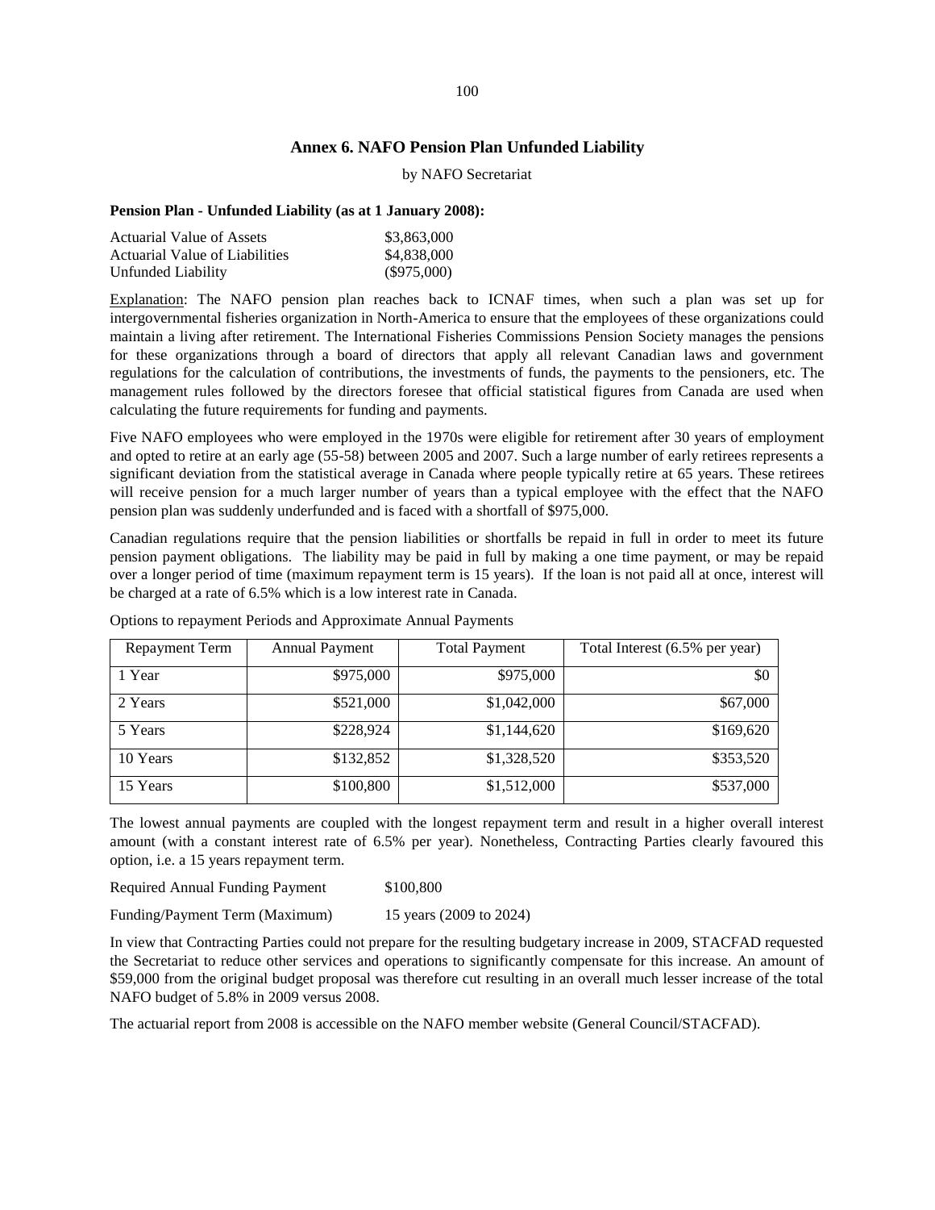## Annex 6. NAFO Pension Plan Unfunded Liability

by NAFO Secretariat

**Pension Plan - Unfunded Liability (as at 1 January 2008):**

| | |
|---|---|
| Actuarial Value of Assets | \$3,863,000 |
| Actuarial Value of Liabilities | \$4,838,000 |
| Unfunded Liability | (\$975,000) |

Explanation: The NAFO pension plan reaches back to ICNAF times, when such a plan was set up for intergovernmental fisheries organization in North-America to ensure that the employees of these organizations could maintain a living after retirement. The International Fisheries Commissions Pension Society manages the pensions for these organizations through a board of directors that apply all relevant Canadian laws and government regulations for the calculation of contributions, the investments of funds, the payments to the pensioners, etc. The management rules followed by the directors foresee that official statistical figures from Canada are used when calculating the future requirements for funding and payments.

Five NAFO employees who were employed in the 1970s were eligible for retirement after 30 years of employment and opted to retire at an early age (55-58) between 2005 and 2007. Such a large number of early retirees represents a significant deviation from the statistical average in Canada where people typically retire at 65 years. These retirees will receive pension for a much larger number of years than a typical employee with the effect that the NAFO pension plan was suddenly underfunded and is faced with a shortfall of \$975,000.

Canadian regulations require that the pension liabilities or shortfalls be repaid in full in order to meet its future pension payment obligations. The liability may be paid in full by making a one time payment, or may be repaid over a longer period of time (maximum repayment term is 15 years). If the loan is not paid all at once, interest will be charged at a rate of 6.5% which is a low interest rate in Canada.

Options to repayment Periods and Approximate Annual Payments

| Repayment Term | Annual Payment | Total Payment | Total Interest (6.5% per year) |
|---|---|---|---|
| 1 Year | \$975,000 | \$975,000 | \$0 |
| 2 Years | \$521,000 | \$1,042,000 | \$67,000 |
| 5 Years | \$228,924 | \$1,144,620 | \$169,620 |
| 10 Years | \$132,852 | \$1,328,520 | \$353,520 |
| 15 Years | \$100,800 | \$1,512,000 | \$537,000 |

The lowest annual payments are coupled with the longest repayment term and result in a higher overall interest amount (with a constant interest rate of 6.5% per year). Nonetheless, Contracting Parties clearly favoured this option, i.e. a 15 years repayment term.

| | |
|---|---|
| Required Annual Funding Payment | \$100,800 |
| Funding/Payment Term (Maximum) | 15 years (2009 to 2024) |

In view that Contracting Parties could not prepare for the resulting budgetary increase in 2009, STACFAD requested the Secretariat to reduce other services and operations to significantly compensate for this increase. An amount of \$59,000 from the original budget proposal was therefore cut resulting in an overall much lesser increase of the total NAFO budget of 5.8% in 2009 versus 2008.

The actuarial report from 2008 is accessible on the NAFO member website (General Council/STACFAD).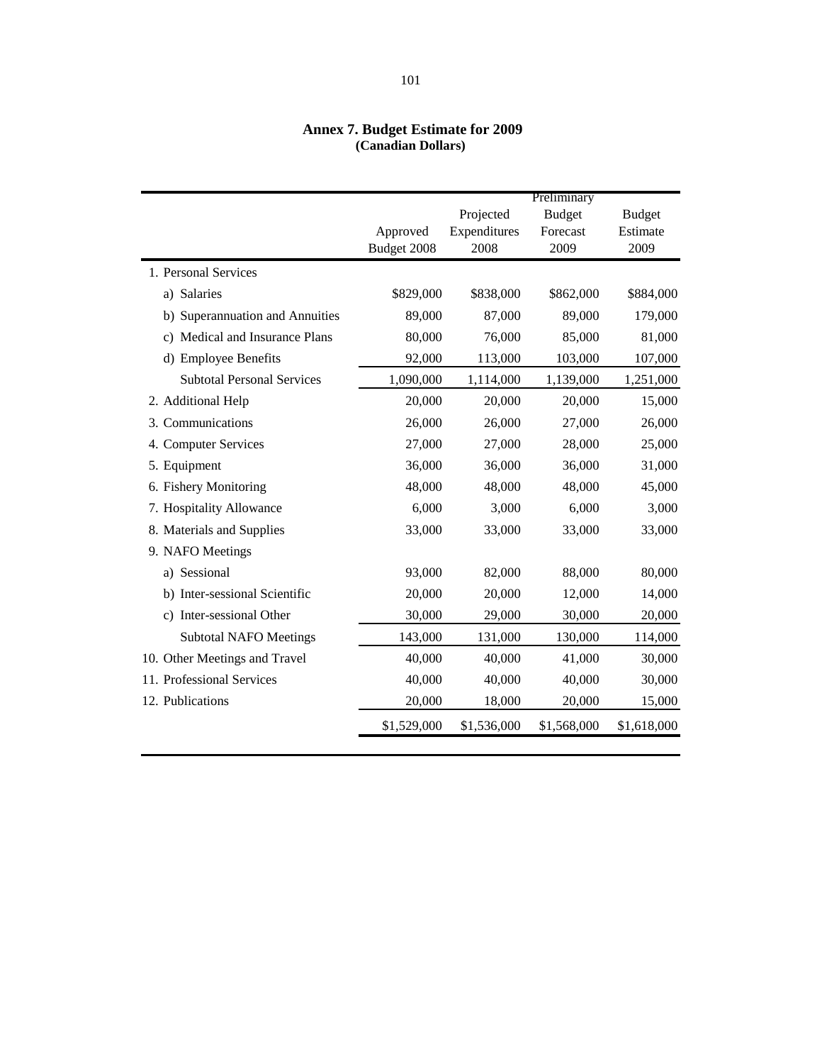## Annex 7. Budget Estimate for 2009
**(Canadian Dollars)**

| | Approved Budget 2008 | Projected Expenditures 2008 | Preliminary Budget Forecast 2009 | Budget Estimate 2009 |
|---|---|---|---|---|
| 1. Personal Services | | | | |
| a) Salaries | $829,000 | $838,000 | $862,000 | $884,000 |
| b) Superannuation and Annuities | 89,000 | 87,000 | 89,000 | 179,000 |
| c) Medical and Insurance Plans | 80,000 | 76,000 | 85,000 | 81,000 |
| d) Employee Benefits | 92,000 | 113,000 | 103,000 | 107,000 |
| Subtotal Personal Services | 1,090,000 | 1,114,000 | 1,139,000 | 1,251,000 |
| 2. Additional Help | 20,000 | 20,000 | 20,000 | 15,000 |
| 3. Communications | 26,000 | 26,000 | 27,000 | 26,000 |
| 4. Computer Services | 27,000 | 27,000 | 28,000 | 25,000 |
| 5. Equipment | 36,000 | 36,000 | 36,000 | 31,000 |
| 6. Fishery Monitoring | 48,000 | 48,000 | 48,000 | 45,000 |
| 7. Hospitality Allowance | 6,000 | 3,000 | 6,000 | 3,000 |
| 8. Materials and Supplies | 33,000 | 33,000 | 33,000 | 33,000 |
| 9. NAFO Meetings | | | | |
| a) Sessional | 93,000 | 82,000 | 88,000 | 80,000 |
| b) Inter-sessional Scientific | 20,000 | 20,000 | 12,000 | 14,000 |
| c) Inter-sessional Other | 30,000 | 29,000 | 30,000 | 20,000 |
| Subtotal NAFO Meetings | 143,000 | 131,000 | 130,000 | 114,000 |
| 10. Other Meetings and Travel | 40,000 | 40,000 | 41,000 | 30,000 |
| 11. Professional Services | 40,000 | 40,000 | 40,000 | 30,000 |
| 12. Publications | 20,000 | 18,000 | 20,000 | 15,000 |
| | $1,529,000 | $1,536,000 | $1,568,000 | $1,618,000 |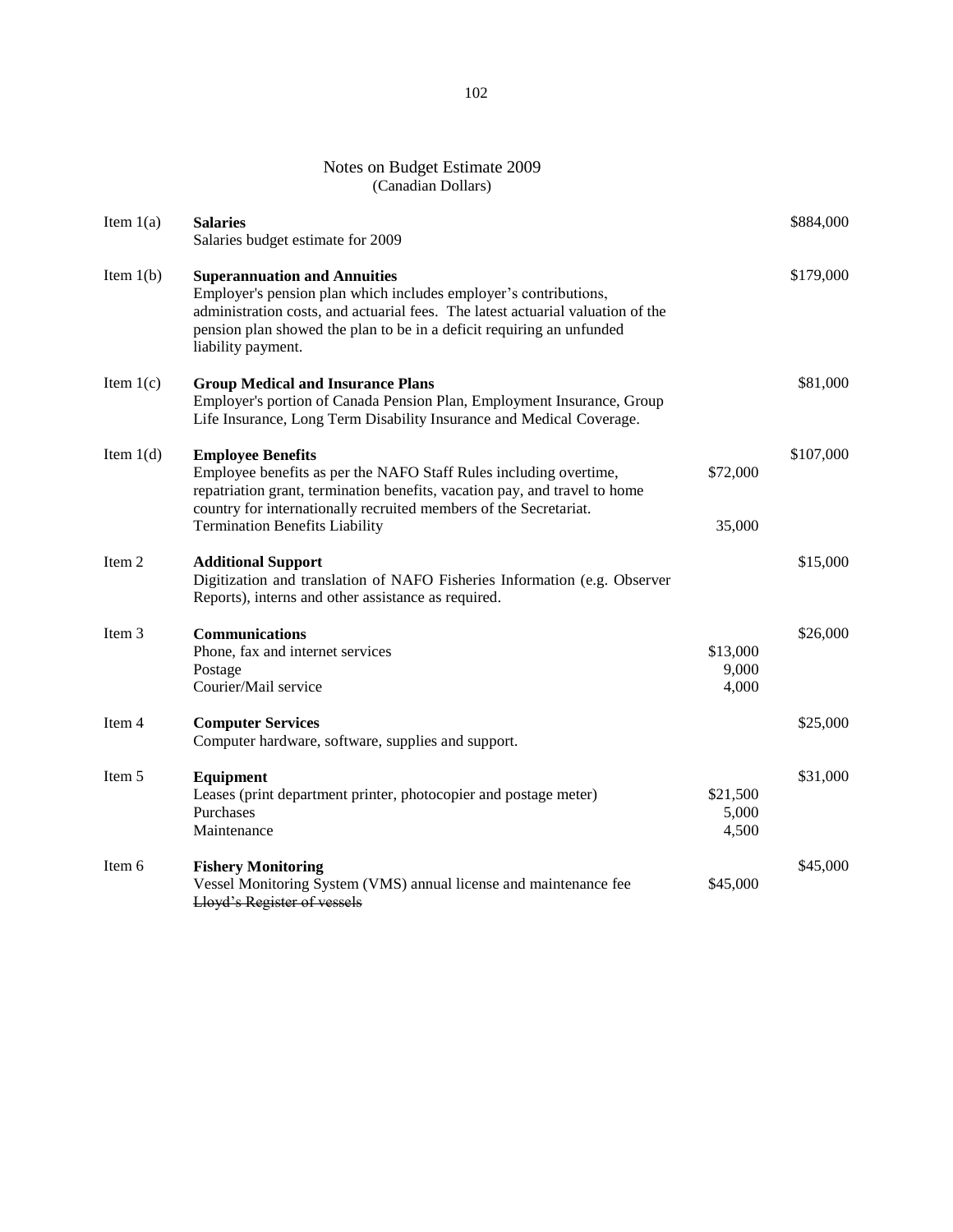# Notes on Budget Estimate 2009
(Canadian Dollars)

| Item | Description | | Amount |
|---|---|---|---|
| Item 1(a) | **Salaries**<br>Salaries budget estimate for 2009 | | \$884,000 |
| Item 1(b) | **Superannuation and Annuities**<br>Employer's pension plan which includes employer's contributions, administration costs, and actuarial fees. The latest actuarial valuation of the pension plan showed the plan to be in a deficit requiring an unfunded liability payment. | | \$179,000 |
| Item 1(c) | **Group Medical and Insurance Plans**<br>Employer's portion of Canada Pension Plan, Employment Insurance, Group Life Insurance, Long Term Disability Insurance and Medical Coverage. | | \$81,000 |
| Item 1(d) | **Employee Benefits** | | \$107,000 |
| | Employee benefits as per the NAFO Staff Rules including overtime, repatriation grant, termination benefits, vacation pay, and travel to home country for internationally recruited members of the Secretariat. | \$72,000 | |
| | Termination Benefits Liability | 35,000 | |
| Item 2 | **Additional Support**<br>Digitization and translation of NAFO Fisheries Information (e.g. Observer Reports), interns and other assistance as required. | | \$15,000 |
| Item 3 | **Communications** | | \$26,000 |
| | Phone, fax and internet services | \$13,000 | |
| | Postage | 9,000 | |
| | Courier/Mail service | 4,000 | |
| Item 4 | **Computer Services**<br>Computer hardware, software, supplies and support. | | \$25,000 |
| Item 5 | **Equipment** | | \$31,000 |
| | Leases (print department printer, photocopier and postage meter) | \$21,500 | |
| | Purchases | 5,000 | |
| | Maintenance | 4,500 | |
| Item 6 | **Fishery Monitoring** | | \$45,000 |
| | Vessel Monitoring System (VMS) annual license and maintenance fee | \$45,000 | |
| | ~~Lloyd's Register of vessels~~ | | |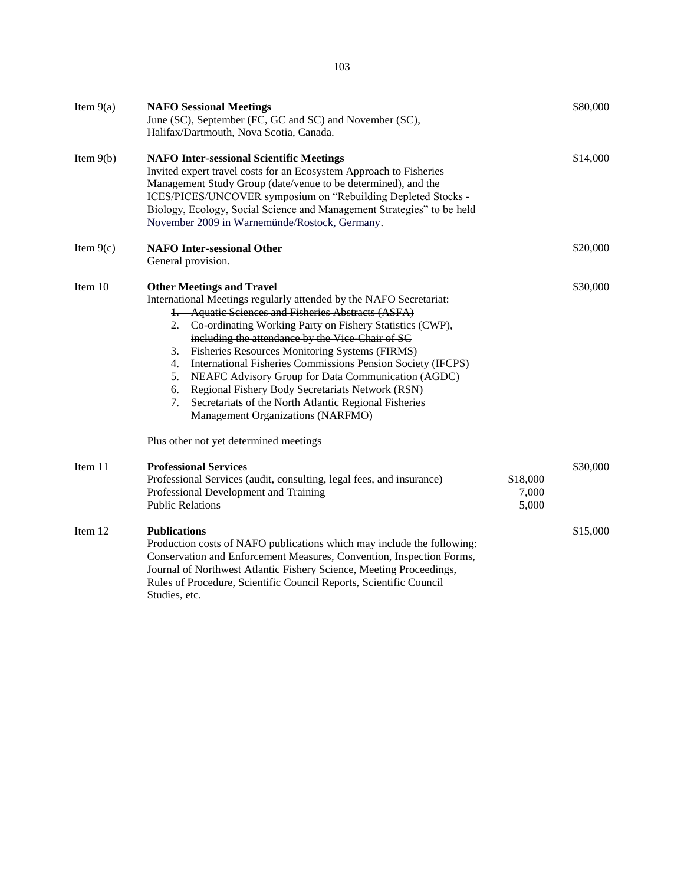| | | | |
|---|---|---|---|
| Item 9(a) | **NAFO Sessional Meetings**<br>June (SC), September (FC, GC and SC) and November (SC), Halifax/Dartmouth, Nova Scotia, Canada. | | $80,000 |
| Item 9(b) | **NAFO Inter-sessional Scientific Meetings**<br>Invited expert travel costs for an Ecosystem Approach to Fisheries Management Study Group (date/venue to be determined), and the ICES/PICES/UNCOVER symposium on "Rebuilding Depleted Stocks - Biology, Ecology, Social Science and Management Strategies" to be held November 2009 in Warnemünde/Rostock, Germany. | | $14,000 |
| Item 9(c) | **NAFO Inter-sessional Other**<br>General provision. | | $20,000 |
| Item 10 | **Other Meetings and Travel**<br>International Meetings regularly attended by the NAFO Secretariat:<br>~~1. Aquatic Sciences and Fisheries Abstracts (ASFA)~~<br>2. Co-ordinating Working Party on Fishery Statistics (CWP), ~~including the attendance by the Vice-Chair of SC~~<br>3. Fisheries Resources Monitoring Systems (FIRMS)<br>4. International Fisheries Commissions Pension Society (IFCPS)<br>5. NEAFC Advisory Group for Data Communication (AGDC)<br>6. Regional Fishery Body Secretariats Network (RSN)<br>7. Secretariats of the North Atlantic Regional Fisheries Management Organizations (NARFMO)<br><br>Plus other not yet determined meetings | | $30,000 |
| Item 11 | **Professional Services**<br>Professional Services (audit, consulting, legal fees, and insurance)<br>Professional Development and Training<br>Public Relations | <br>$18,000<br>7,000<br>5,000 | $30,000 |
| Item 12 | **Publications**<br>Production costs of NAFO publications which may include the following: Conservation and Enforcement Measures, Convention, Inspection Forms, Journal of Northwest Atlantic Fishery Science, Meeting Proceedings, Rules of Procedure, Scientific Council Reports, Scientific Council Studies, etc. | | $15,000 |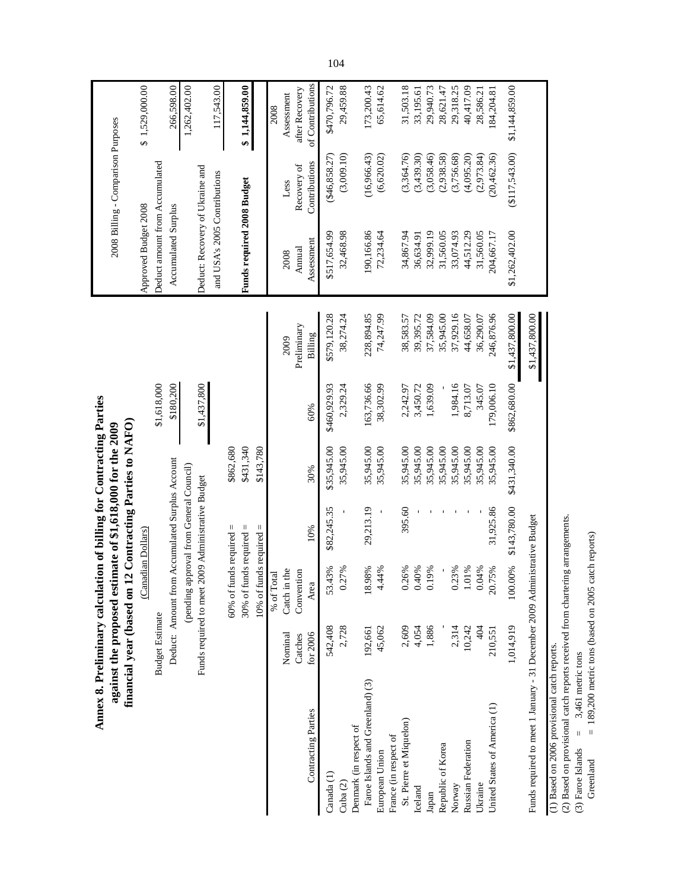# Annex 8. Preliminary calculation of billing for Contracting Parties against the proposed estimate of $1,618,000 for the 2009 financial year (based on 12 Contracting Parties to NAFO)

(Canadian Dollars)

| | |
|---|---|
| Budget Estimate | $1,618,000 |
| Deduct: Amount from Accumulated Surplus Account (pending approval from General Council) | $180,200 |
| Funds required to meet 2009 Administrative Budget | $1,437,800 |

| | |
|---|---|
| 60% of funds required = | $862,680 |
| 30% of funds required = | $431,340 |
| 10% of funds required = | $143,780 |

**2008 Billing - Comparison Purposes**

| | |
|---|---|
| Approved Budget 2008 | $ 1,529,000.00 |
| Deduct amount from Accumulated Surplus | 266,598.00 |
| | 1,262,402.00 |
| Deduct: Recovery of Ukraine and USA's 2005 Contributions | 117,543.00 |
| **Funds required 2008 Budget** | **$ 1,144,859.00** |

| Contracting Parties | Nominal Catches for 2006 | % of Total Catch in the Convention Area | 10% | 30% | 60% | 2009 Preliminary Billing | 2008 Annual Assessment | Less Recovery of Contributions | 2008 Assessment after Recovery of Contributions |
|---|---|---|---|---|---|---|---|---|---|
| Canada (1) | 542,408 | 53.43% | $82,245.35 | $35,945.00 | $460,929.93 | $579,120.28 | $517,654.99 | ($46,858.27) | $470,796.72 |
| Cuba (2) | 2,728 | 0.27% | - | 35,945.00 | 2,329.24 | 38,274.24 | 32,468.98 | (3,009.10) | 29,459.88 |
| Denmark (in respect of Faroe Islands and Greenland) (3) | 192,661 | 18.98% | 29,213.19 | 35,945.00 | 163,736.66 | 228,894.85 | 190,166.86 | (16,966.43) | 173,200.43 |
| European Union | 45,062 | 4.44% | - | 35,945.00 | 38,302.99 | 74,247.99 | 72,234.64 | (6,620.02) | 65,614.62 |
| France (in respect of St. Pierre et Miquelon) | 2,609 | 0.26% | 395.60 | 35,945.00 | 2,242.97 | 38,583.57 | 34,867.94 | (3,364.76) | 31,503.18 |
| Iceland | 4,054 | 0.40% | - | 35,945.00 | 3,450.72 | 39,395.72 | 36,634.91 | (3,439.30) | 33,195.61 |
| Japan | 1,886 | 0.19% | - | 35,945.00 | 1,639.09 | 37,584.09 | 32,999.19 | (3,058.46) | 29,940.73 |
| Republic of Korea | - | - | - | 35,945.00 | - | 35,945.00 | 31,560.05 | (2,938.58) | 28,621.47 |
| Norway | 2,314 | 0.23% | - | 35,945.00 | 1,984.16 | 37,929.16 | 33,074.93 | (3,756.68) | 29,318.25 |
| Russian Federation | 10,242 | 1.01% | - | 35,945.00 | 8,713.07 | 44,658.07 | 44,512.29 | (4,095.20) | 40,417.09 |
| Ukraine | 404 | 0.04% | - | 35,945.00 | 345.07 | 36,290.07 | 31,560.05 | (2,973.84) | 28,586.21 |
| United States of America (1) | 210,551 | 20.75% | 31,925.86 | 35,945.00 | 179,006.10 | 246,876.96 | 204,667.17 | (20,462.36) | 184,204.81 |
| | 1,014,919 | 100.00% | $143,780.00 | $431,340.00 | $862,680.00 | $1,437,800.00 | $1,262,402.00 | ($117,543.00) | $1,144,859.00 |
| Funds required to meet 1 January - 31 December 2009 Administrative Budget | | | | | | $1,437,800.00 | | | |

(1) Based on 2006 provisional catch reports.
(2) Based on provisional catch reports received from chartering arrangements.
(3) Faroe Islands = 3,461 metric tons
Greenland = 189,200 metric tons (based on 2005 catch reports)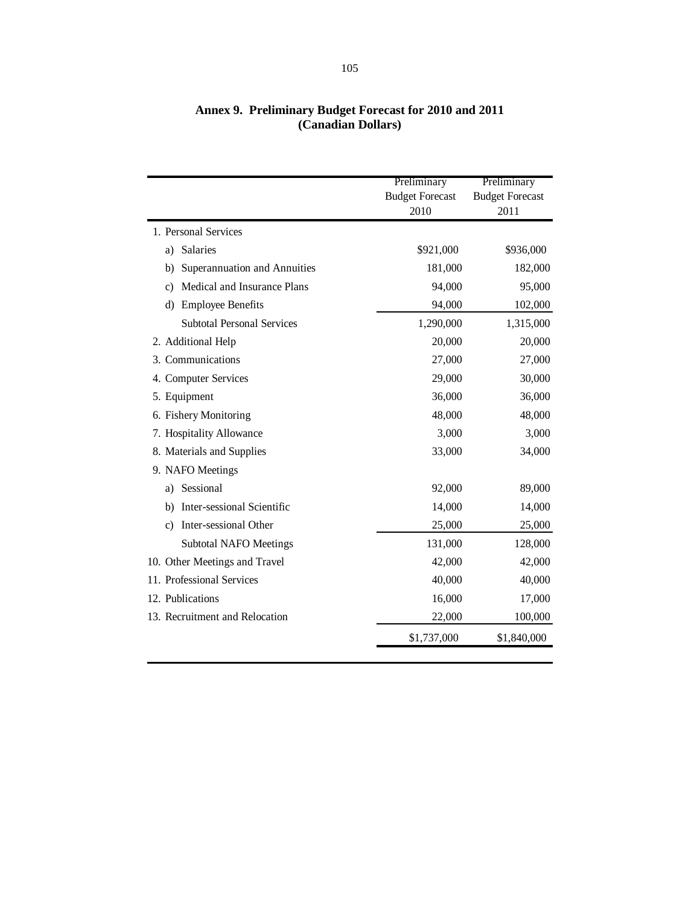## Annex 9. Preliminary Budget Forecast for 2010 and 2011 (Canadian Dollars)

| | Preliminary Budget Forecast 2010 | Preliminary Budget Forecast 2011 |
|---|---|---|
| 1. Personal Services | | |
| a) Salaries | $921,000 | $936,000 |
| b) Superannuation and Annuities | 181,000 | 182,000 |
| c) Medical and Insurance Plans | 94,000 | 95,000 |
| d) Employee Benefits | 94,000 | 102,000 |
| Subtotal Personal Services | 1,290,000 | 1,315,000 |
| 2. Additional Help | 20,000 | 20,000 |
| 3. Communications | 27,000 | 27,000 |
| 4. Computer Services | 29,000 | 30,000 |
| 5. Equipment | 36,000 | 36,000 |
| 6. Fishery Monitoring | 48,000 | 48,000 |
| 7. Hospitality Allowance | 3,000 | 3,000 |
| 8. Materials and Supplies | 33,000 | 34,000 |
| 9. NAFO Meetings | | |
| a) Sessional | 92,000 | 89,000 |
| b) Inter-sessional Scientific | 14,000 | 14,000 |
| c) Inter-sessional Other | 25,000 | 25,000 |
| Subtotal NAFO Meetings | 131,000 | 128,000 |
| 10. Other Meetings and Travel | 42,000 | 42,000 |
| 11. Professional Services | 40,000 | 40,000 |
| 12. Publications | 16,000 | 17,000 |
| 13. Recruitment and Relocation | 22,000 | 100,000 |
| | $1,737,000 | $1,840,000 |